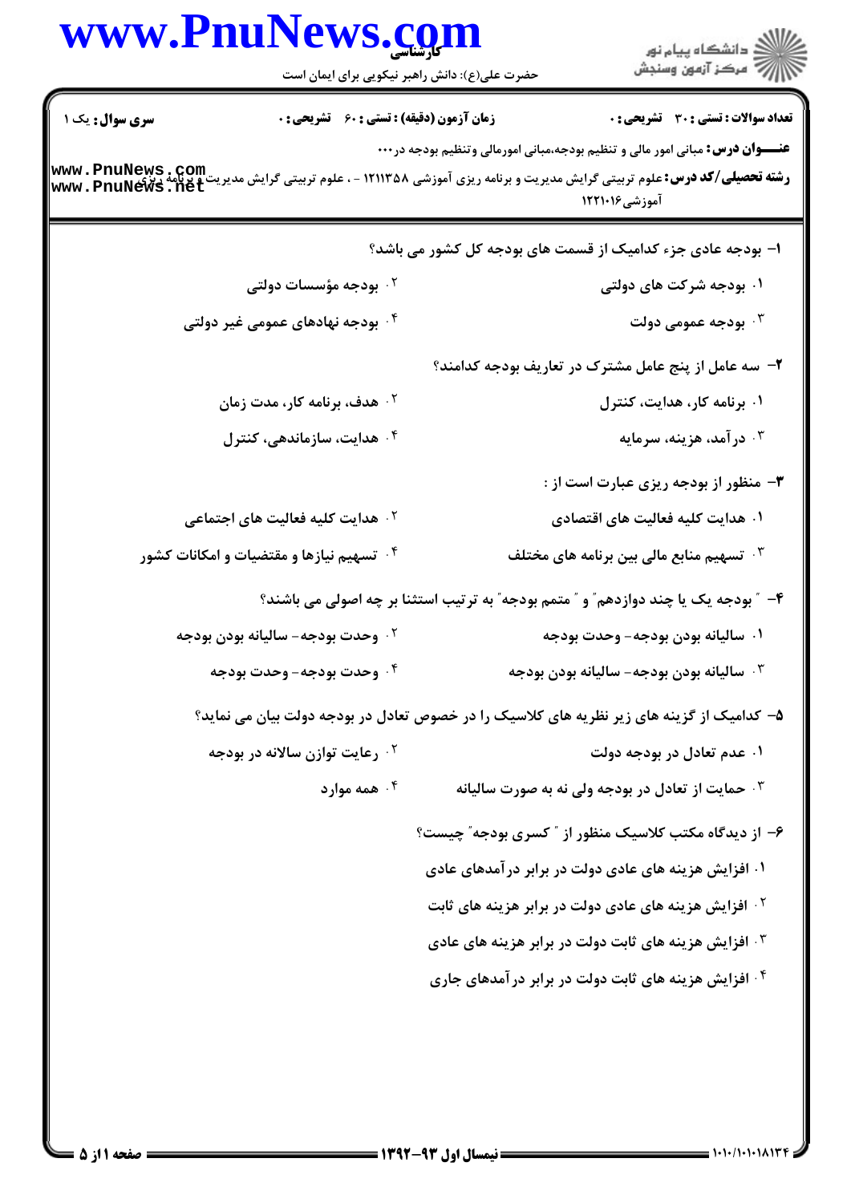کارشناسی

حضرت علی(ع): دانش راهبر نیکویی برای ایمان است

دانشگاه پیام نور
مرکز آزمون وسنجش

**سری سوال:** یک ۱

**زمان آزمون (دقیقه) : تستی : ۶۰ تشریحی : ۰**

**تعداد سوالات : تستی : ۳۰ تشریحی : ۰**

**عنـــوان درس:** مبانی امور مالی و تنظیم بودجه،مبانی امورمالی وتنظیم بودجه در...

**رشته تحصیلی/کد درس:** علوم تربیتی گرایش مدیریت و برنامه ریزی آموزشی ۱۲۱۱۳۵۸ - ، علوم تربیتی گرایش مدیریت و برنامه ریزی آموزشی ۱۲۲۱۰۱۶

۱- بودجه عادی جزء کدامیک از قسمت های بودجه کل کشور می باشد؟

۱. بودجه شرکت های دولتی
۲. بودجه مؤسسات دولتی
۳. بودجه عمومی دولت
۴. بودجه نهادهای عمومی غیر دولتی

۲- سه عامل از پنج عامل مشترک در تعاریف بودجه کدامند؟

۱. برنامه کار، هدایت، کنترل
۲. هدف، برنامه کار، مدت زمان
۳. درآمد، هزینه، سرمایه
۴. هدایت، سازماندهی، کنترل

۳- منظور از بودجه ریزی عبارت است از :

۱. هدایت کلیه فعالیت های اقتصادی
۲. هدایت کلیه فعالیت های اجتماعی
۳. تسهیم منابع مالی بین برنامه های مختلف
۴. تسهیم نیازها و مقتضیات و امکانات کشور

۴- "بودجه یک یا چند دوازدهم" و "متمم بودجه" به ترتیب استثنا بر چه اصولی می باشند؟

۱. سالیانه بودن بودجه- وحدت بودجه
۲. وحدت بودجه- سالیانه بودن بودجه
۳. سالیانه بودن بودجه- سالیانه بودن بودجه
۴. وحدت بودجه- وحدت بودجه

۵- کدامیک از گزینه های زیر نظریه های کلاسیک را در خصوص تعادل در بودجه دولت بیان می نماید؟

۱. عدم تعادل در بودجه دولت
۲. رعایت توازن سالانه در بودجه
۳. حمایت از تعادل در بودجه ولی نه به صورت سالیانه
۴. همه موارد

۶- از دیدگاه مکتب کلاسیک منظور از "کسری بودجه" چیست؟

۱. افزایش هزینه های عادی دولت در برابر درآمدهای عادی
۲. افزایش هزینه های عادی دولت در برابر هزینه های ثابت
۳. افزایش هزینه های ثابت دولت در برابر هزینه های عادی
۴. افزایش هزینه های ثابت دولت در برابر درآمدهای جاری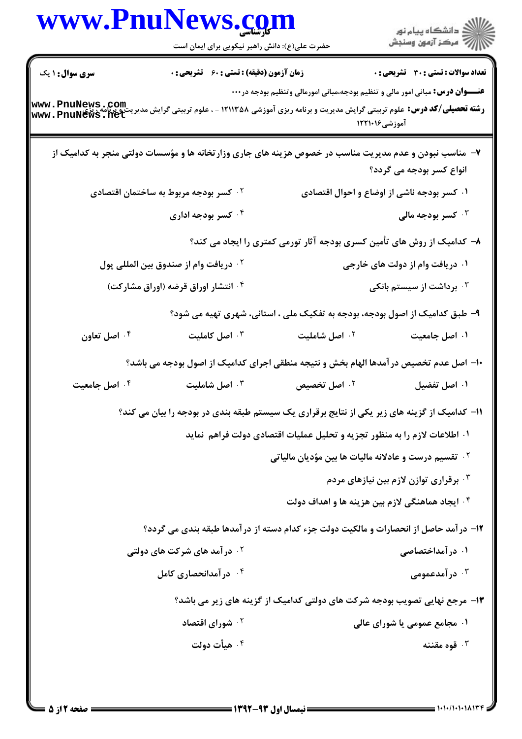**سری سوال:** ۱ یک | **زمان آزمون (دقیقه) : تستی :** ۶۰ **تشریحی :** ۰ | **تعداد سوالات : تستی :** ۳۰ **تشریحی :** ۰

**عنـــوان درس:** مبانی امور مالی و تنظیم بودجه،مبانی امورمالی وتنظیم بودجه در...

**رشته تحصیلی/کد درس:** علوم تربیتی گرایش مدیریت و برنامه ریزی آموزشی ۱۲۱۱۳۵۸ - ، علوم تربیتی گرایش مدیریت و برنامه ریزی آموزشی۱۲۲۱۰۱۶

۷- مناسب نبودن و عدم مدیریت مناسب در خصوص هزینه های جاری وزارتخانه ها و مؤسسات دولتی منجر به کدامیک از انواع کسر بودجه می گردد؟

۱. کسر بودجه ناشی از اوضاع و احوال اقتصادی

۲. کسر بودجه مربوط به ساختمان اقتصادی

۳. کسر بودجه مالی

۴. کسر بودجه اداری

۸- کدامیک از روش های تأمین کسری بودجه آثار تورمی کمتری را ایجاد می کند؟

۱. دریافت وام از دولت های خارجی

۲. دریافت وام از صندوق بین المللی پول

۳. برداشت از سیستم بانکی

۴. انتشار اوراق قرضه (اوراق مشارکت)

۹- طبق کدامیک از اصول بودجه، بودجه به تفکیک ملی ، استانی، شهری تهیه می شود؟

۱. اصل جامعیت

۲. اصل شاملیت

۳. اصل کاملیت

۴. اصل تعاون

۱۰- اصل عدم تخصیص درآمدها الهام بخش و نتیجه منطقی اجرای کدامیک از اصول بودجه می باشد؟

۱. اصل تفضیل

۲. اصل تخصیص

۳. اصل شاملیت

۴. اصل جامعیت

۱۱- کدامیک از گزینه های زیر یکی از نتایج برقراری یک سیستم طبقه بندی در بودجه را بیان می کند؟

۱. اطلاعات لازم را به منظور تجزیه و تحلیل عملیات اقتصادی دولت فراهم نماید

۲. تقسیم درست و عادلانه مالیات ها بین مؤدیان مالیاتی

۳. برقراری توازن لازم بین نیازهای مردم

۴. ایجاد هماهنگی لازم بین هزینه ها و اهداف دولت

۱۲- درآمد حاصل از انحصارات و مالکیت دولت جزء کدام دسته از درآمدها طبقه بندی می گردد؟

۱. درآمداختصاصی

۲. درآمد های شرکت های دولتی

۳. درآمدعمومی

۴. درآمدانحصاری کامل

۱۳- مرجع نهایی تصویب بودجه شرکت های دولتی کدامیک از گزینه های زیر می باشد؟

۱. مجامع عمومی یا شورای عالی

۲. شورای اقتصاد

۳. قوه مقننه

۴. هیأت دولت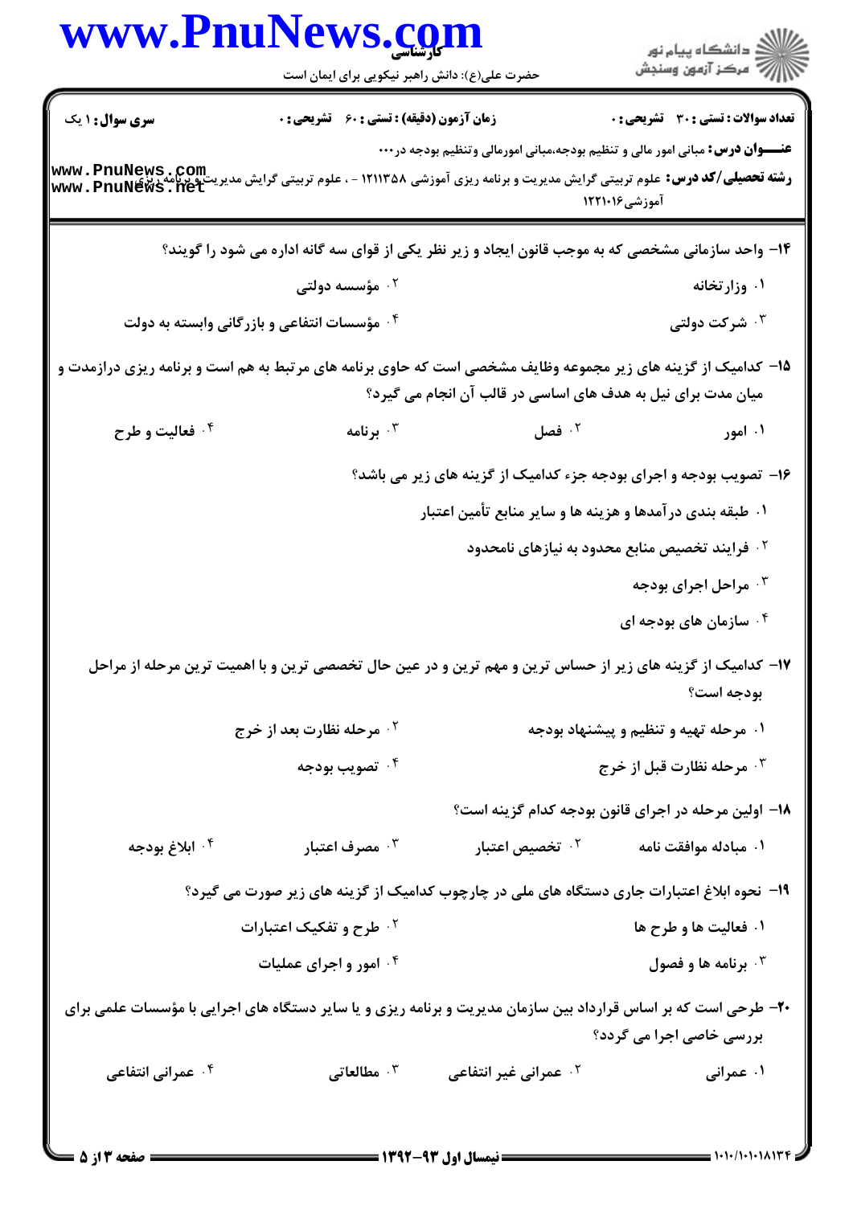**سری سؤال:** ۱ یک | **زمان آزمون (دقیقه) : تستی :** ۶۰ **تشریحی :** ۰ | **تعداد سوالات : تستی :** ۳۰ **تشریحی :** ۰

**عنـــوان درس:** مبانی امور مالی و تنظیم بودجه،مبانی امورمالی وتنظیم بودجه در...

**رشته تحصیلی/کد درس:** علوم تربیتی گرایش مدیریت و برنامه ریزی آموزشی ۱۲۱۱۳۵۸ - ، علوم تربیتی گرایش مدیریت و برنامه ریزی آموزشی ۱۲۲۱۰۱۶

۱۴- واحد سازمانی مشخصی که به موجب قانون ایجاد و زیر نظر یکی از قوای سه گانه اداره می شود را گویند؟

۱. وزارتخانه
۲. مؤسسه دولتی
۳. شرکت دولتی
۴. مؤسسات انتفاعی و بازرگانی وابسته به دولت

۱۵- کدامیک از گزینه های زیر مجموعه وظایف مشخصی است که حاوی برنامه های مرتبط به هم است و برنامه ریزی درازمدت و میان مدت برای نیل به هدف های اساسی در قالب آن انجام می گیرد؟

۱. امور
۲. فصل
۳. برنامه
۴. فعالیت و طرح

۱۶- تصویب بودجه و اجرای بودجه جزء کدامیک از گزینه های زیر می باشد؟

۱. طبقه بندی درآمدها و هزینه ها و سایر منابع تأمین اعتبار
۲. فرایند تخصیص منابع محدود به نیازهای نامحدود
۳. مراحل اجرای بودجه
۴. سازمان های بودجه ای

۱۷- کدامیک از گزینه های زیر از حساس ترین و مهم ترین و در عین حال تخصصی ترین و با اهمیت ترین مرحله از مراحل بودجه است؟

۱. مرحله تهیه و تنظیم و پیشنهاد بودجه
۲. مرحله نظارت بعد از خرج
۳. مرحله نظارت قبل از خرج
۴. تصویب بودجه

۱۸- اولین مرحله در اجرای قانون بودجه کدام گزینه است؟

۱. مبادله موافقت نامه
۲. تخصیص اعتبار
۳. مصرف اعتبار
۴. ابلاغ بودجه

۱۹- نحوه ابلاغ اعتبارات جاری دستگاه های ملی در چارچوب کدامیک از گزینه های زیر صورت می گیرد؟

۱. فعالیت ها و طرح ها
۲. طرح و تفکیک اعتبارات
۳. برنامه ها و فصول
۴. امور و اجرای عملیات

۲۰- طرحی است که بر اساس قرارداد بین سازمان مدیریت و برنامه ریزی و یا سایر دستگاه های اجرایی با مؤسسات علمی برای بررسی خاصی اجرا می گردد؟

۱. عمرانی
۲. عمرانی غیر انتفاعی
۳. مطالعاتی
۴. عمرانی انتفاعی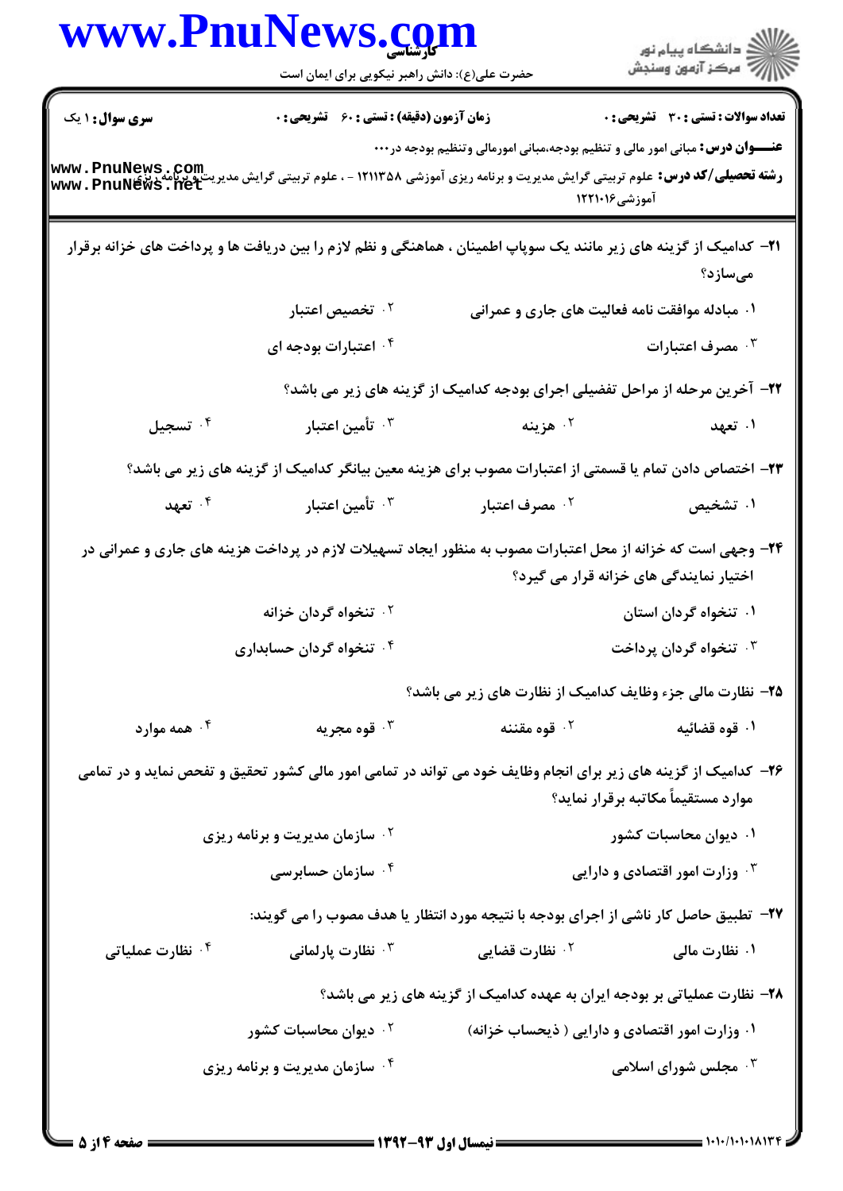**سری سوال:** ۱ یک | **زمان آزمون (دقیقه) : تستی :** ۶۰ **تشریحی :** ۰ | **تعداد سوالات : تستی :** ۳۰ **تشریحی :** ۰

**عنـــوان درس:** مبانی امور مالی و تنظیم بودجه،مبانی امورمالی وتنظیم بودجه در...

**رشته تحصیلی/کد درس:** علوم تربیتی گرایش مدیریت و برنامه ریزی آموزشی ۱۲۱۱۳۵۸ - ، علوم تربیتی گرایش مدیریت و برنامه ریزی آموزشی ۱۲۲۱۰۱۶

۲۱- کدامیک از گزینه های زیر مانند یک سوپاپ اطمینان ، هماهنگی و نظم لازم را بین دریافت ها و پرداخت های خزانه برقرار می‌سازد؟

۱. مبادله موافقت نامه فعالیت های جاری و عمرانی
۲. تخصیص اعتبار
۳. مصرف اعتبارات
۴. اعتبارات بودجه ای

۲۲- آخرین مرحله از مراحل تفضیلی اجرای بودجه کدامیک از گزینه های زیر می باشد؟

۱. تعهد
۲. هزینه
۳. تأمین اعتبار
۴. تسجیل

۲۳- اختصاص دادن تمام یا قسمتی از اعتبارات مصوب برای هزینه معین بیانگر کدامیک از گزینه های زیر می باشد؟

۱. تشخیص
۲. مصرف اعتبار
۳. تأمین اعتبار
۴. تعهد

۲۴- وجهی است که خزانه از محل اعتبارات مصوب به منظور ایجاد تسهیلات لازم در پرداخت هزینه های جاری و عمرانی در اختیار نمایندگی های خزانه قرار می گیرد؟

۱. تنخواه گردان استان
۲. تنخواه گردان خزانه
۳. تنخواه گردان پرداخت
۴. تنخواه گردان حسابداری

۲۵- نظارت مالی جزء وظایف کدامیک از نظارت های زیر می باشد؟

۱. قوه قضائیه
۲. قوه مقننه
۳. قوه مجریه
۴. همه موارد

۲۶- کدامیک از گزینه های زیر برای انجام وظایف خود می تواند در تمامی امور مالی کشور تحقیق و تفحص نماید و در تمامی موارد مستقیماً مکاتبه برقرار نماید؟

۱. دیوان محاسبات کشور
۲. سازمان مدیریت و برنامه ریزی
۳. وزارت امور اقتصادی و دارایی
۴. سازمان حسابرسی

۲۷- تطبیق حاصل کار ناشی از اجرای بودجه با نتیجه مورد انتظار یا هدف مصوب را می گویند:

۱. نظارت مالی
۲. نظارت قضایی
۳. نظارت پارلمانی
۴. نظارت عملیاتی

۲۸- نظارت عملیاتی بر بودجه ایران به عهده کدامیک از گزینه های زیر می باشد؟

۱. وزارت امور اقتصادی و دارایی ( ذیحساب خزانه)
۲. دیوان محاسبات کشور
۳. مجلس شورای اسلامی
۴. سازمان مدیریت و برنامه ریزی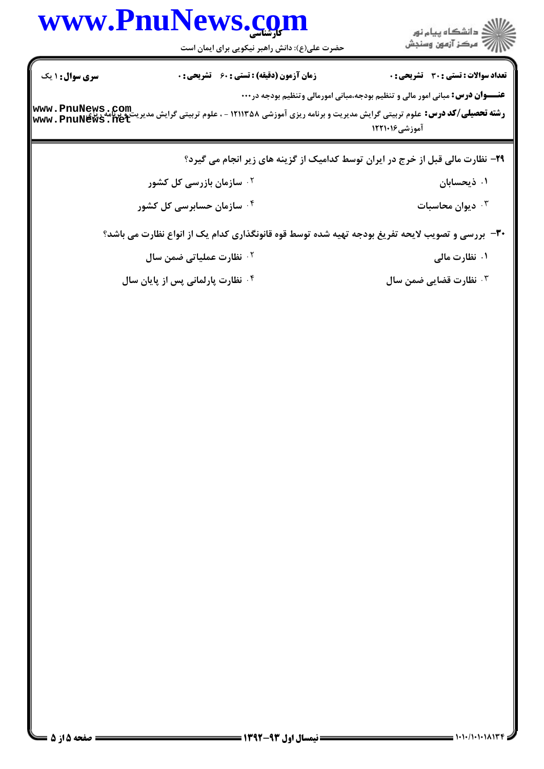**۲۹-** نظارت مالی قبل از خرج در ایران توسط کدامیک از گزینه های زیر انجام می گیرد؟

۱. ذیحسابان

۲. سازمان بازرسی کل کشور

۳. دیوان محاسبات

۴. سازمان حسابرسی کل کشور

**۳۰-** بررسی و تصویب لایحه تفریغ بودجه تهیه شده توسط قوه قانونگذاری کدام یک از انواع نظارت می باشد؟

۱. نظارت مالی

۲. نظارت عملیاتی ضمن سال

۳. نظارت قضایی ضمن سال

۴. نظارت پارلمانی پس از پایان سال